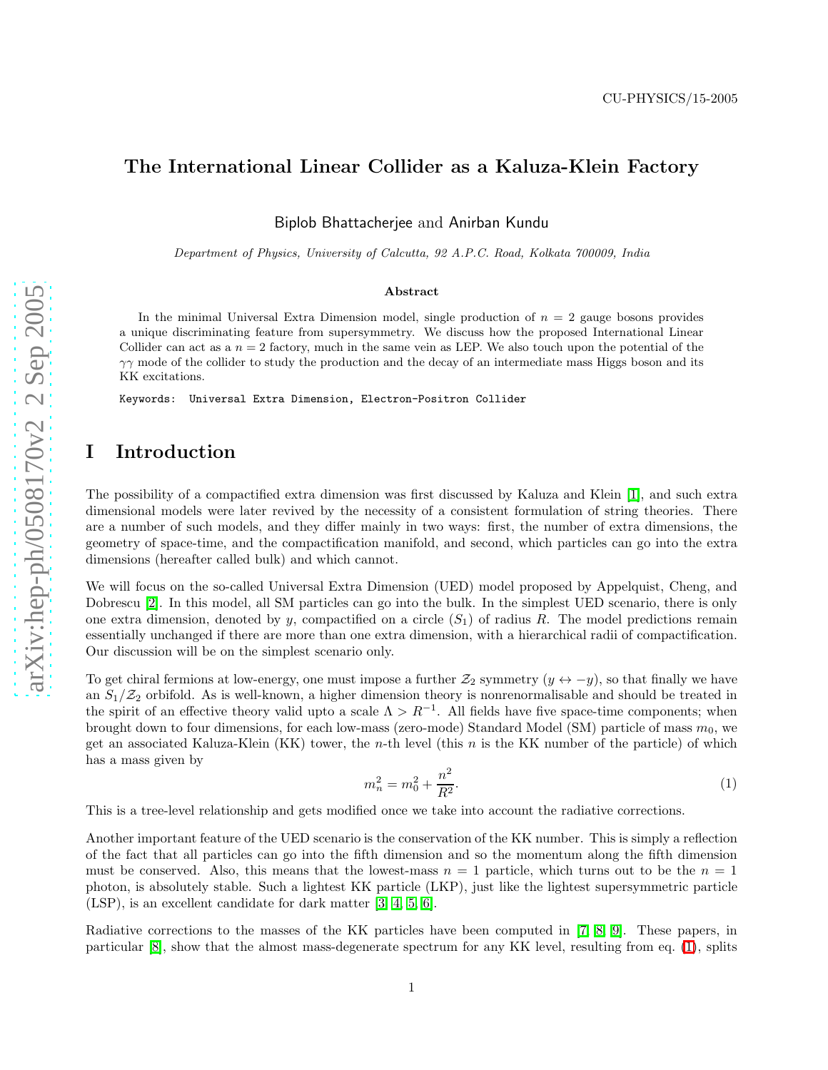CU-PHYSICS/15-2005

# The International Linear Collider as a Kaluza-Klein Factory

Biplob Bhattacherjee and Anirban Kundu

*Department of Physics, University of Calcutta, 92 A.P.C. Road, Kolkata 700009, India*

### Abstract

In the minimal Universal Extra Dimension model, single production of $n = 2$ gauge bosons provides a unique discriminating feature from supersymmetry. We discuss how the proposed International Linear Collider can act as a $n = 2$ factory, much in the same vein as LEP. We also touch upon the potential of the $\gamma\gamma$ mode of the collider to study the production and the decay of an intermediate mass Higgs boson and its KK excitations.

Keywords: Universal Extra Dimension, Electron-Positron Collider

## I Introduction

The possibility of a compactified extra dimension was first discussed by Kaluza and Klein [1], and such extra dimensional models were later revived by the necessity of a consistent formulation of string theories. There are a number of such models, and they differ mainly in two ways: first, the number of extra dimensions, the geometry of space-time, and the compactification manifold, and second, which particles can go into the extra dimensions (hereafter called bulk) and which cannot.

We will focus on the so-called Universal Extra Dimension (UED) model proposed by Appelquist, Cheng, and Dobrescu [2]. In this model, all SM particles can go into the bulk. In the simplest UED scenario, there is only one extra dimension, denoted by $y$, compactified on a circle ($S_1$) of radius $R$. The model predictions remain essentially unchanged if there are more than one extra dimension, with a hierarchical radii of compactification. Our discussion will be on the simplest scenario only.

To get chiral fermions at low-energy, one must impose a further $\mathcal{Z}_2$ symmetry ($y \leftrightarrow -y$), so that finally we have an $S_1/\mathcal{Z}_2$ orbifold. As is well-known, a higher dimension theory is nonrenormalisable and should be treated in the spirit of an effective theory valid upto a scale $\Lambda > R^{-1}$. All fields have five space-time components; when brought down to four dimensions, for each low-mass (zero-mode) Standard Model (SM) particle of mass $m_0$, we get an associated Kaluza-Klein (KK) tower, the $n$-th level (this $n$ is the KK number of the particle) of which has a mass given by

$$m_n^2 = m_0^2 + \frac{n^2}{R^2}. \tag{1}$$

This is a tree-level relationship and gets modified once we take into account the radiative corrections.

Another important feature of the UED scenario is the conservation of the KK number. This is simply a reflection of the fact that all particles can go into the fifth dimension and so the momentum along the fifth dimension must be conserved. Also, this means that the lowest-mass $n = 1$ particle, which turns out to be the $n = 1$ photon, is absolutely stable. Such a lightest KK particle (LKP), just like the lightest supersymmetric particle (LSP), is an excellent candidate for dark matter [3, 4, 5, 6].

Radiative corrections to the masses of the KK particles have been computed in [7, 8, 9]. These papers, in particular [8], show that the almost mass-degenerate spectrum for any KK level, resulting from eq. (1), splits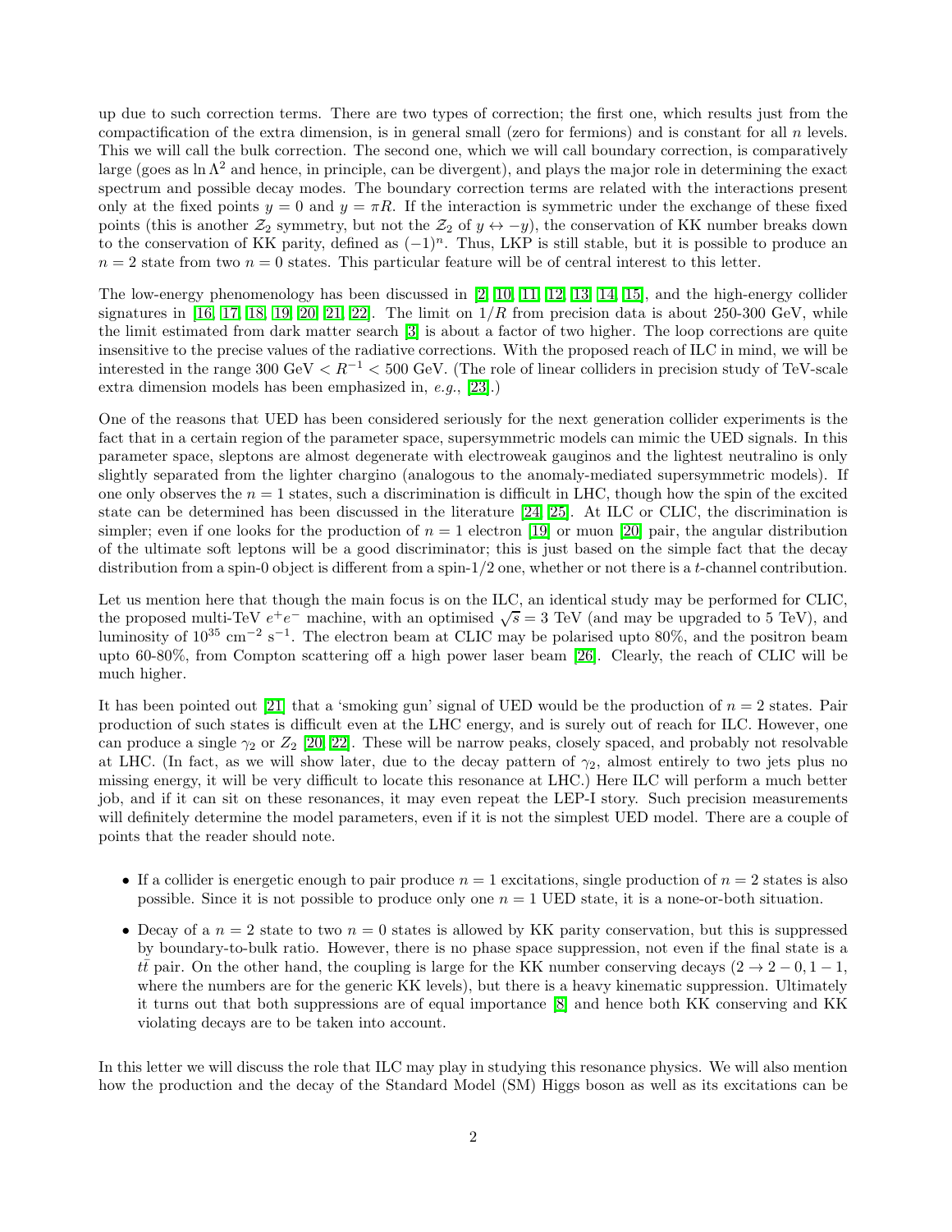up due to such correction terms. There are two types of correction; the first one, which results just from the compactification of the extra dimension, is in general small (zero for fermions) and is constant for all $n$ levels. This we will call the bulk correction. The second one, which we will call boundary correction, is comparatively large (goes as $\ln \Lambda^2$ and hence, in principle, can be divergent), and plays the major role in determining the exact spectrum and possible decay modes. The boundary correction terms are related with the interactions present only at the fixed points $y = 0$ and $y = \pi R$. If the interaction is symmetric under the exchange of these fixed points (this is another $\mathcal{Z}_2$ symmetry, but not the $\mathcal{Z}_2$ of $y \leftrightarrow -y$), the conservation of KK number breaks down to the conservation of KK parity, defined as $(-1)^n$. Thus, LKP is still stable, but it is possible to produce an $n = 2$ state from two $n = 0$ states. This particular feature will be of central interest to this letter.

The low-energy phenomenology has been discussed in [2, 10, 11, 12, 13, 14, 15], and the high-energy collider signatures in [16, 17, 18, 19, 20, 21, 22]. The limit on $1/R$ from precision data is about 250-300 GeV, while the limit estimated from dark matter search [3] is about a factor of two higher. The loop corrections are quite insensitive to the precise values of the radiative corrections. With the proposed reach of ILC in mind, we will be interested in the range 300 GeV $< R^{-1} <$ 500 GeV. (The role of linear colliders in precision study of TeV-scale extra dimension models has been emphasized in, *e.g.*, [23].)

One of the reasons that UED has been considered seriously for the next generation collider experiments is the fact that in a certain region of the parameter space, supersymmetric models can mimic the UED signals. In this parameter space, sleptons are almost degenerate with electroweak gauginos and the lightest neutralino is only slightly separated from the lighter chargino (analogous to the anomaly-mediated supersymmetric models). If one only observes the $n = 1$ states, such a discrimination is difficult in LHC, though how the spin of the excited state can be determined has been discussed in the literature [24, 25]. At ILC or CLIC, the discrimination is simpler; even if one looks for the production of $n = 1$ electron [19] or muon [20] pair, the angular distribution of the ultimate soft leptons will be a good discriminator; this is just based on the simple fact that the decay distribution from a spin-0 object is different from a spin-1/2 one, whether or not there is a $t$-channel contribution.

Let us mention here that though the main focus is on the ILC, an identical study may be performed for CLIC, the proposed multi-TeV $e^+e^-$ machine, with an optimised $\sqrt{s} = 3$ TeV (and may be upgraded to 5 TeV), and luminosity of $10^{35}$ cm$^{-2}$ s$^{-1}$. The electron beam at CLIC may be polarised upto 80%, and the positron beam upto 60-80%, from Compton scattering off a high power laser beam [26]. Clearly, the reach of CLIC will be much higher.

It has been pointed out [21] that a 'smoking gun' signal of UED would be the production of $n = 2$ states. Pair production of such states is difficult even at the LHC energy, and is surely out of reach for ILC. However, one can produce a single $\gamma_2$ or $Z_2$ [20, 22]. These will be narrow peaks, closely spaced, and probably not resolvable at LHC. (In fact, as we will show later, due to the decay pattern of $\gamma_2$, almost entirely to two jets plus no missing energy, it will be very difficult to locate this resonance at LHC.) Here ILC will perform a much better job, and if it can sit on these resonances, it may even repeat the LEP-I story. Such precision measurements will definitely determine the model parameters, even if it is not the simplest UED model. There are a couple of points that the reader should note.

- If a collider is energetic enough to pair produce $n = 1$ excitations, single production of $n = 2$ states is also possible. Since it is not possible to produce only one $n = 1$ UED state, it is a none-or-both situation.

- Decay of a $n = 2$ state to two $n = 0$ states is allowed by KK parity conservation, but this is suppressed by boundary-to-bulk ratio. However, there is no phase space suppression, not even if the final state is a $t\bar{t}$ pair. On the other hand, the coupling is large for the KK number conserving decays ($2 \to 2 - 0, 1 - 1$, where the numbers are for the generic KK levels), but there is a heavy kinematic suppression. Ultimately it turns out that both suppressions are of equal importance [8] and hence both KK conserving and KK violating decays are to be taken into account.

In this letter we will discuss the role that ILC may play in studying this resonance physics. We will also mention how the production and the decay of the Standard Model (SM) Higgs boson as well as its excitations can be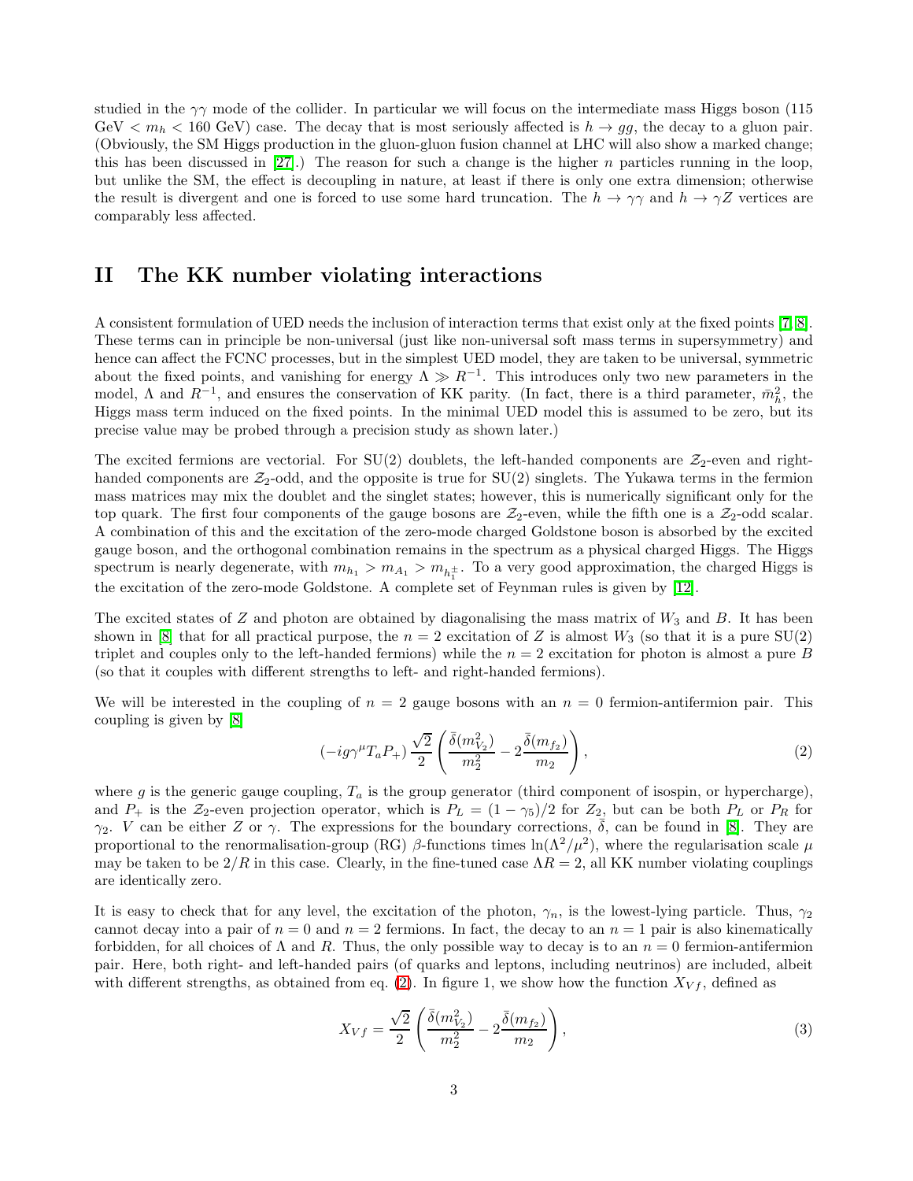studied in the $\gamma\gamma$ mode of the collider. In particular we will focus on the intermediate mass Higgs boson (115 GeV $< m_h <$ 160 GeV) case. The decay that is most seriously affected is $h \to gg$, the decay to a gluon pair. (Obviously, the SM Higgs production in the gluon-gluon fusion channel at LHC will also show a marked change; this has been discussed in [27].) The reason for such a change is the higher $n$ particles running in the loop, but unlike the SM, the effect is decoupling in nature, at least if there is only one extra dimension; otherwise the result is divergent and one is forced to use some hard truncation. The $h \to \gamma\gamma$ and $h \to \gamma Z$ vertices are comparably less affected.

## II The KK number violating interactions

A consistent formulation of UED needs the inclusion of interaction terms that exist only at the fixed points [7, 8]. These terms can in principle be non-universal (just like non-universal soft mass terms in supersymmetry) and hence can affect the FCNC processes, but in the simplest UED model, they are taken to be universal, symmetric about the fixed points, and vanishing for energy $\Lambda \gg R^{-1}$. This introduces only two new parameters in the model, $\Lambda$ and $R^{-1}$, and ensures the conservation of KK parity. (In fact, there is a third parameter, $\bar{m}_h^2$, the Higgs mass term induced on the fixed points. In the minimal UED model this is assumed to be zero, but its precise value may be probed through a precision study as shown later.)

The excited fermions are vectorial. For SU(2) doublets, the left-handed components are $\mathcal{Z}_2$-even and right-handed components are $\mathcal{Z}_2$-odd, and the opposite is true for SU(2) singlets. The Yukawa terms in the fermion mass matrices may mix the doublet and the singlet states; however, this is numerically significant only for the top quark. The first four components of the gauge bosons are $\mathcal{Z}_2$-even, while the fifth one is a $\mathcal{Z}_2$-odd scalar. A combination of this and the excitation of the zero-mode charged Goldstone boson is absorbed by the excited gauge boson, and the orthogonal combination remains in the spectrum as a physical charged Higgs. The Higgs spectrum is nearly degenerate, with $m_{h_1} > m_{A_1} > m_{h_1^\pm}$. To a very good approximation, the charged Higgs is the excitation of the zero-mode Goldstone. A complete set of Feynman rules is given by [12].

The excited states of $Z$ and photon are obtained by diagonalising the mass matrix of $W_3$ and $B$. It has been shown in [8] that for all practical purpose, the $n = 2$ excitation of $Z$ is almost $W_3$ (so that it is a pure SU(2) triplet and couples only to the left-handed fermions) while the $n = 2$ excitation for photon is almost a pure $B$ (so that it couples with different strengths to left- and right-handed fermions).

We will be interested in the coupling of $n = 2$ gauge bosons with an $n = 0$ fermion-antifermion pair. This coupling is given by [8]

$$(-ig\gamma^\mu T_a P_+)\,\frac{\sqrt{2}}{2}\left(\frac{\bar{\delta}(m_{V_2}^2)}{m_2^2} - 2\frac{\bar{\delta}(m_{f_2})}{m_2}\right), \tag{2}$$

where $g$ is the generic gauge coupling, $T_a$ is the group generator (third component of isospin, or hypercharge), and $P_+$ is the $\mathcal{Z}_2$-even projection operator, which is $P_L = (1-\gamma_5)/2$ for $Z_2$, but can be both $P_L$ or $P_R$ for $\gamma_2$. $V$ can be either $Z$ or $\gamma$. The expressions for the boundary corrections, $\bar{\delta}$, can be found in [8]. They are proportional to the renormalisation-group (RG) $\beta$-functions times $\ln(\Lambda^2/\mu^2)$, where the regularisation scale $\mu$ may be taken to be $2/R$ in this case. Clearly, in the fine-tuned case $\Lambda R = 2$, all KK number violating couplings are identically zero.

It is easy to check that for any level, the excitation of the photon, $\gamma_n$, is the lowest-lying particle. Thus, $\gamma_2$ cannot decay into a pair of $n = 0$ and $n = 2$ fermions. In fact, the decay to an $n = 1$ pair is also kinematically forbidden, for all choices of $\Lambda$ and $R$. Thus, the only possible way to decay is to an $n = 0$ fermion-antifermion pair. Here, both right- and left-handed pairs (of quarks and leptons, including neutrinos) are included, albeit with different strengths, as obtained from eq. (2). In figure 1, we show how the function $X_{Vf}$, defined as

$$X_{Vf} = \frac{\sqrt{2}}{2}\left(\frac{\bar{\delta}(m_{V_2}^2)}{m_2^2} - 2\frac{\bar{\delta}(m_{f_2})}{m_2}\right), \tag{3}$$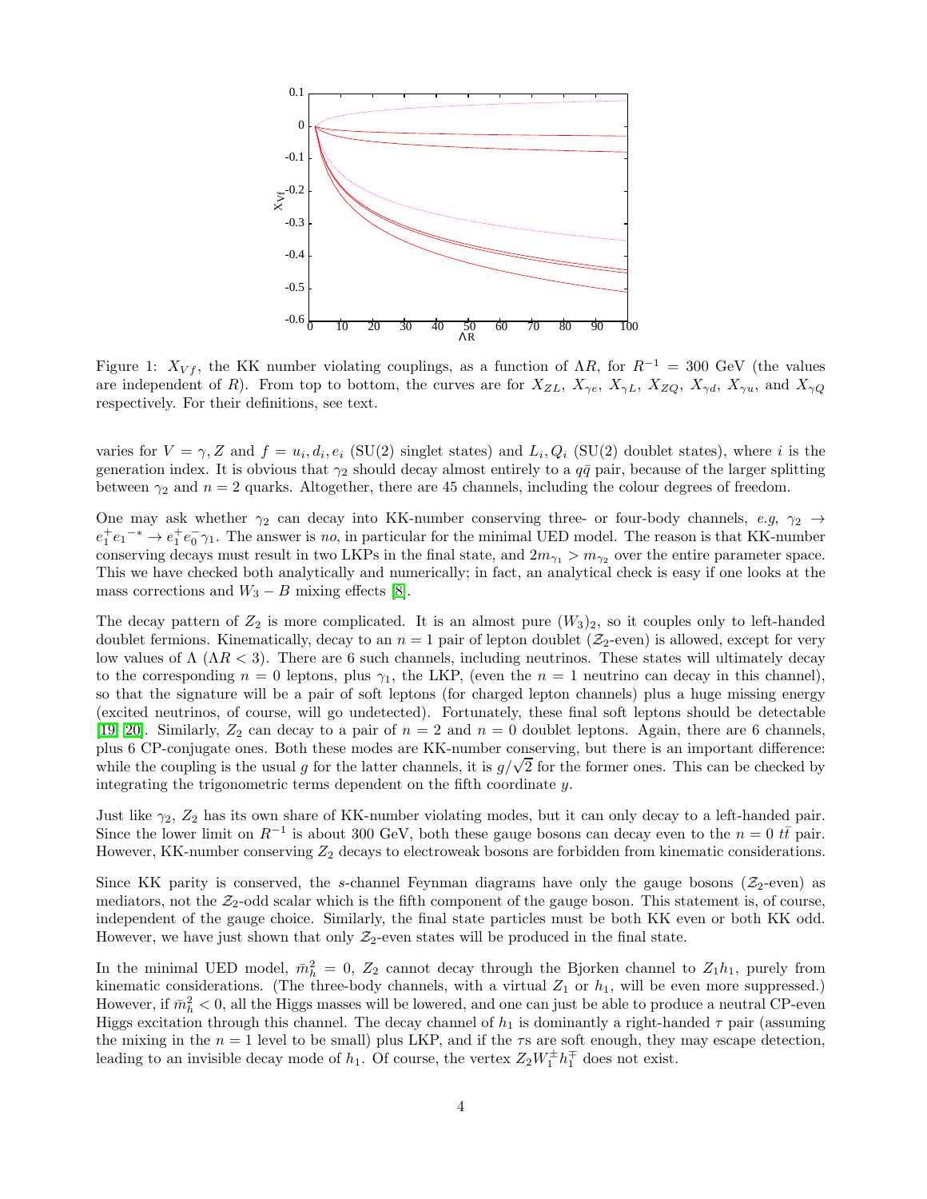Figure 1: $X_{Vf}$, the KK number violating couplings, as a function of $\Lambda R$, for $R^{-1} = 300$ GeV (the values are independent of $R$). From top to bottom, the curves are for $X_{ZL}$, $X_{\gamma e}$, $X_{\gamma L}$, $X_{ZQ}$, $X_{\gamma d}$, $X_{\gamma u}$, and $X_{\gamma Q}$ respectively. For their definitions, see text.

varies for $V = \gamma, Z$ and $f = u_i, d_i, e_i$ (SU(2) singlet states) and $L_i, Q_i$ (SU(2) doublet states), where $i$ is the generation index. It is obvious that $\gamma_2$ should decay almost entirely to a $q\bar{q}$ pair, because of the larger splitting between $\gamma_2$ and $n = 2$ quarks. Altogether, there are 45 channels, including the colour degrees of freedom.

One may ask whether $\gamma_2$ can decay into KK-number conserving three- or four-body channels, *e.g*, $\gamma_2 \to e_1^+ e_1{}^{-*} \to e_1^+ e_0^- \gamma_1$. The answer is *no*, in particular for the minimal UED model. The reason is that KK-number conserving decays must result in two LKPs in the final state, and $2m_{\gamma_1} > m_{\gamma_2}$ over the entire parameter space. This we have checked both analytically and numerically; in fact, an analytical check is easy if one looks at the mass corrections and $W_3 - B$ mixing effects [8].

The decay pattern of $Z_2$ is more complicated. It is an almost pure $(W_3)_2$, so it couples only to left-handed doublet fermions. Kinematically, decay to an $n = 1$ pair of lepton doublet ($\mathcal{Z}_2$-even) is allowed, except for very low values of $\Lambda$ ($\Lambda R < 3$). There are 6 such channels, including neutrinos. These states will ultimately decay to the corresponding $n = 0$ leptons, plus $\gamma_1$, the LKP, (even the $n = 1$ neutrino can decay in this channel), so that the signature will be a pair of soft leptons (for charged lepton channels) plus a huge missing energy (excited neutrinos, of course, will go undetected). Fortunately, these final soft leptons should be detectable [19, 20]. Similarly, $Z_2$ can decay to a pair of $n = 2$ and $n = 0$ doublet leptons. Again, there are 6 channels, plus 6 CP-conjugate ones. Both these modes are KK-number conserving, but there is an important difference: while the coupling is the usual $g$ for the latter channels, it is $g/\sqrt{2}$ for the former ones. This can be checked by integrating the trigonometric terms dependent on the fifth coordinate $y$.

Just like $\gamma_2$, $Z_2$ has its own share of KK-number violating modes, but it can only decay to a left-handed pair. Since the lower limit on $R^{-1}$ is about 300 GeV, both these gauge bosons can decay even to the $n = 0$ $t\bar{t}$ pair. However, KK-number conserving $Z_2$ decays to electroweak bosons are forbidden from kinematic considerations.

Since KK parity is conserved, the $s$-channel Feynman diagrams have only the gauge bosons ($\mathcal{Z}_2$-even) as mediators, not the $\mathcal{Z}_2$-odd scalar which is the fifth component of the gauge boson. This statement is, of course, independent of the gauge choice. Similarly, the final state particles must be both KK even or both KK odd. However, we have just shown that only $\mathcal{Z}_2$-even states will be produced in the final state.

In the minimal UED model, $\bar{m}_h^2 = 0$, $Z_2$ cannot decay through the Bjorken channel to $Z_1 h_1$, purely from kinematic considerations. (The three-body channels, with a virtual $Z_1$ or $h_1$, will be even more suppressed.) However, if $\bar{m}_h^2 < 0$, all the Higgs masses will be lowered, and one can just be able to produce a neutral CP-even Higgs excitation through this channel. The decay channel of $h_1$ is dominantly a right-handed $\tau$ pair (assuming the mixing in the $n = 1$ level to be small) plus LKP, and if the $\tau$s are soft enough, they may escape detection, leading to an invisible decay mode of $h_1$. Of course, the vertex $Z_2 W_1^{\pm} h_1^{\mp}$ does not exist.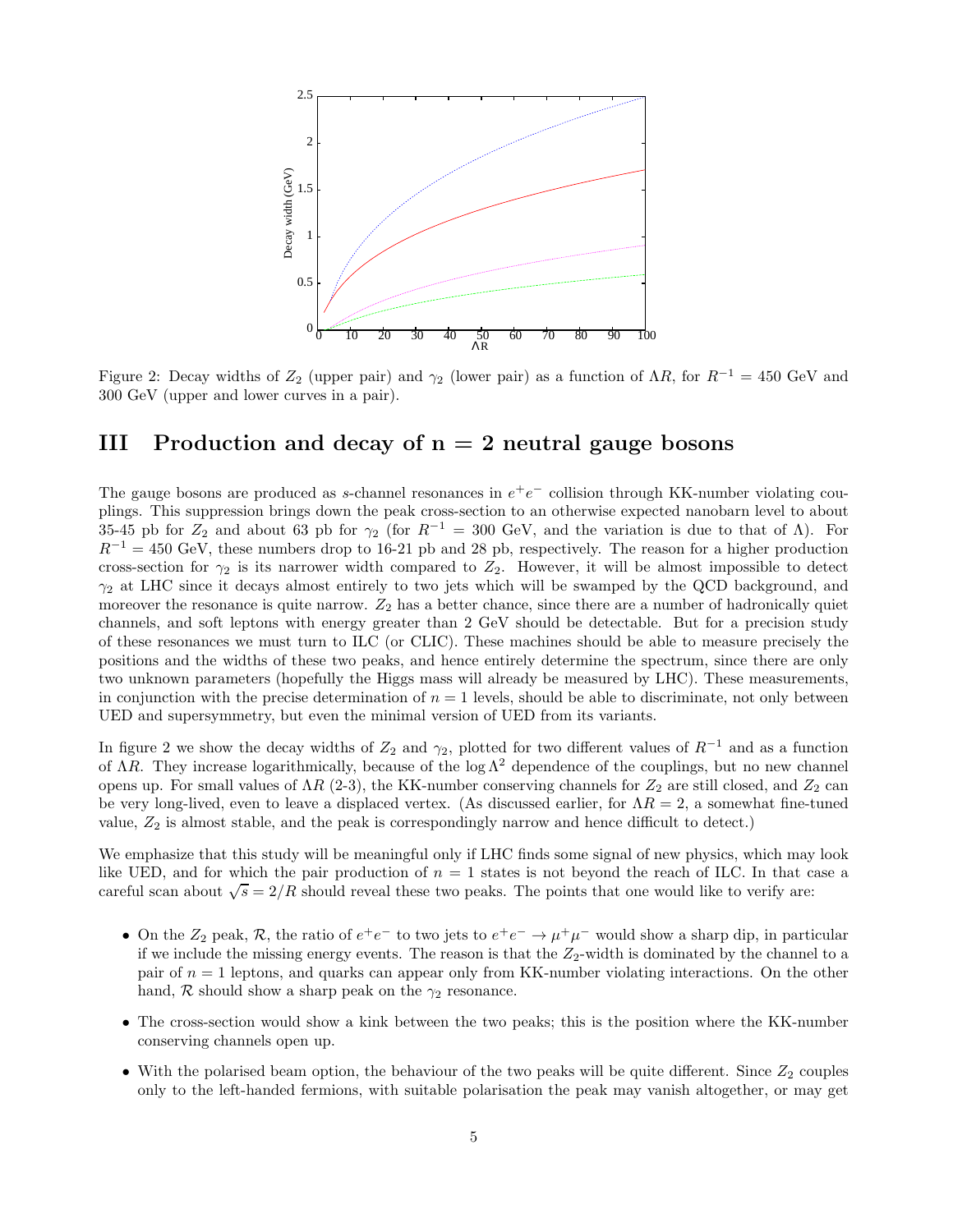Figure 2: Decay widths of $Z_2$ (upper pair) and $\gamma_2$ (lower pair) as a function of $\Lambda R$, for $R^{-1} = 450$ GeV and 300 GeV (upper and lower curves in a pair).

## III Production and decay of n = 2 neutral gauge bosons

The gauge bosons are produced as $s$-channel resonances in $e^+e^-$ collision through KK-number violating couplings. This suppression brings down the peak cross-section to an otherwise expected nanobarn level to about 35-45 pb for $Z_2$ and about 63 pb for $\gamma_2$ (for $R^{-1} = 300$ GeV, and the variation is due to that of $\Lambda$). For $R^{-1} = 450$ GeV, these numbers drop to 16-21 pb and 28 pb, respectively. The reason for a higher production cross-section for $\gamma_2$ is its narrower width compared to $Z_2$. However, it will be almost impossible to detect $\gamma_2$ at LHC since it decays almost entirely to two jets which will be swamped by the QCD background, and moreover the resonance is quite narrow. $Z_2$ has a better chance, since there are a number of hadronically quiet channels, and soft leptons with energy greater than 2 GeV should be detectable. But for a precision study of these resonances we must turn to ILC (or CLIC). These machines should be able to measure precisely the positions and the widths of these two peaks, and hence entirely determine the spectrum, since there are only two unknown parameters (hopefully the Higgs mass will already be measured by LHC). These measurements, in conjunction with the precise determination of $n = 1$ levels, should be able to discriminate, not only between UED and supersymmetry, but even the minimal version of UED from its variants.

In figure 2 we show the decay widths of $Z_2$ and $\gamma_2$, plotted for two different values of $R^{-1}$ and as a function of $\Lambda R$. They increase logarithmically, because of the $\log \Lambda^2$ dependence of the couplings, but no new channel opens up. For small values of $\Lambda R$ (2-3), the KK-number conserving channels for $Z_2$ are still closed, and $Z_2$ can be very long-lived, even to leave a displaced vertex. (As discussed earlier, for $\Lambda R = 2$, a somewhat fine-tuned value, $Z_2$ is almost stable, and the peak is correspondingly narrow and hence difficult to detect.)

We emphasize that this study will be meaningful only if LHC finds some signal of new physics, which may look like UED, and for which the pair production of $n = 1$ states is not beyond the reach of ILC. In that case a careful scan about $\sqrt{s} = 2/R$ should reveal these two peaks. The points that one would like to verify are:

- On the $Z_2$ peak, $\mathcal{R}$, the ratio of $e^+e^-$ to two jets to $e^+e^- \to \mu^+\mu^-$ would show a sharp dip, in particular if we include the missing energy events. The reason is that the $Z_2$-width is dominated by the channel to a pair of $n = 1$ leptons, and quarks can appear only from KK-number violating interactions. On the other hand, $\mathcal{R}$ should show a sharp peak on the $\gamma_2$ resonance.
- The cross-section would show a kink between the two peaks; this is the position where the KK-number conserving channels open up.
- With the polarised beam option, the behaviour of the two peaks will be quite different. Since $Z_2$ couples only to the left-handed fermions, with suitable polarisation the peak may vanish altogether, or may get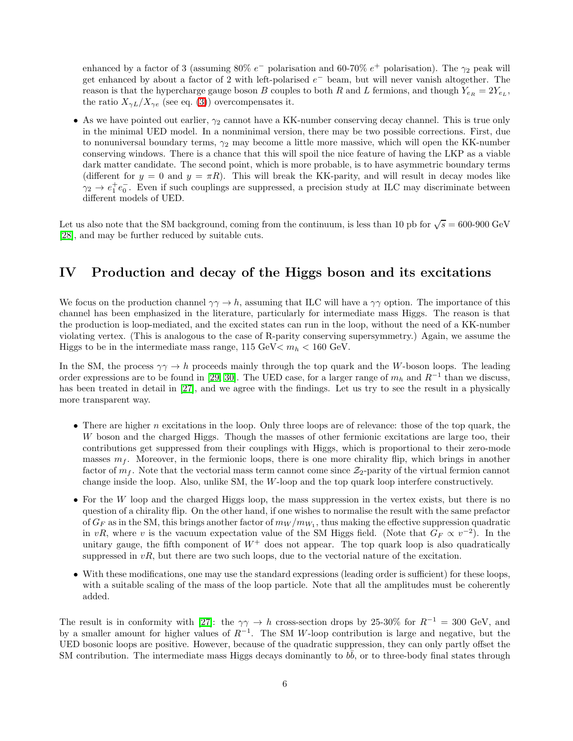enhanced by a factor of 3 (assuming 80% $e^-$ polarisation and 60-70% $e^+$ polarisation). The $\gamma_2$ peak will get enhanced by about a factor of 2 with left-polarised $e^-$ beam, but will never vanish altogether. The reason is that the hypercharge gauge boson $B$ couples to both $R$ and $L$ fermions, and though $Y_{e_R} = 2Y_{e_L}$, the ratio $X_{\gamma L}/X_{\gamma e}$ (see eq. (3)) overcompensates it.

- As we have pointed out earlier, $\gamma_2$ cannot have a KK-number conserving decay channel. This is true only in the minimal UED model. In a nonminimal version, there may be two possible corrections. First, due to nonuniversal boundary terms, $\gamma_2$ may become a little more massive, which will open the KK-number conserving windows. There is a chance that this will spoil the nice feature of having the LKP as a viable dark matter candidate. The second point, which is more probable, is to have asymmetric boundary terms (different for $y = 0$ and $y = \pi R$). This will break the KK-parity, and will result in decay modes like $\gamma_2 \to e_1^+ e_0^-$. Even if such couplings are suppressed, a precision study at ILC may discriminate between different models of UED.

Let us also note that the SM background, coming from the continuum, is less than 10 pb for $\sqrt{s} = 600$-$900$ GeV [28], and may be further reduced by suitable cuts.

# IV Production and decay of the Higgs boson and its excitations

We focus on the production channel $\gamma\gamma \to h$, assuming that ILC will have a $\gamma\gamma$ option. The importance of this channel has been emphasized in the literature, particularly for intermediate mass Higgs. The reason is that the production is loop-mediated, and the excited states can run in the loop, without the need of a KK-number violating vertex. (This is analogous to the case of R-parity conserving supersymmetry.) Again, we assume the Higgs to be in the intermediate mass range, 115 GeV$< m_h <$ 160 GeV.

In the SM, the process $\gamma\gamma \to h$ proceeds mainly through the top quark and the $W$-boson loops. The leading order expressions are to be found in [29, 30]. The UED case, for a larger range of $m_h$ and $R^{-1}$ than we discuss, has been treated in detail in [27], and we agree with the findings. Let us try to see the result in a physically more transparent way.

- There are higher $n$ excitations in the loop. Only three loops are of relevance: those of the top quark, the $W$ boson and the charged Higgs. Though the masses of other fermionic excitations are large too, their contributions get suppressed from their couplings with Higgs, which is proportional to their zero-mode masses $m_f$. Moreover, in the fermionic loops, there is one more chirality flip, which brings in another factor of $m_f$. Note that the vectorial mass term cannot come since $\mathcal{Z}_2$-parity of the virtual fermion cannot change inside the loop. Also, unlike SM, the $W$-loop and the top quark loop interfere constructively.
- For the $W$ loop and the charged Higgs loop, the mass suppression in the vertex exists, but there is no question of a chirality flip. On the other hand, if one wishes to normalise the result with the same prefactor of $G_F$ as in the SM, this brings another factor of $m_W/m_{W_1}$, thus making the effective suppression quadratic in $vR$, where $v$ is the vacuum expectation value of the SM Higgs field. (Note that $G_F \propto v^{-2}$). In the unitary gauge, the fifth component of $W^+$ does not appear. The top quark loop is also quadratically suppressed in $vR$, but there are two such loops, due to the vectorial nature of the excitation.
- With these modifications, one may use the standard expressions (leading order is sufficient) for these loops, with a suitable scaling of the mass of the loop particle. Note that all the amplitudes must be coherently added.

The result is in conformity with [27]: the $\gamma\gamma \to h$ cross-section drops by 25-30% for $R^{-1} = 300$ GeV, and by a smaller amount for higher values of $R^{-1}$. The SM $W$-loop contribution is large and negative, but the UED bosonic loops are positive. However, because of the quadratic suppression, they can only partly offset the SM contribution. The intermediate mass Higgs decays dominantly to $b\bar{b}$, or to three-body final states through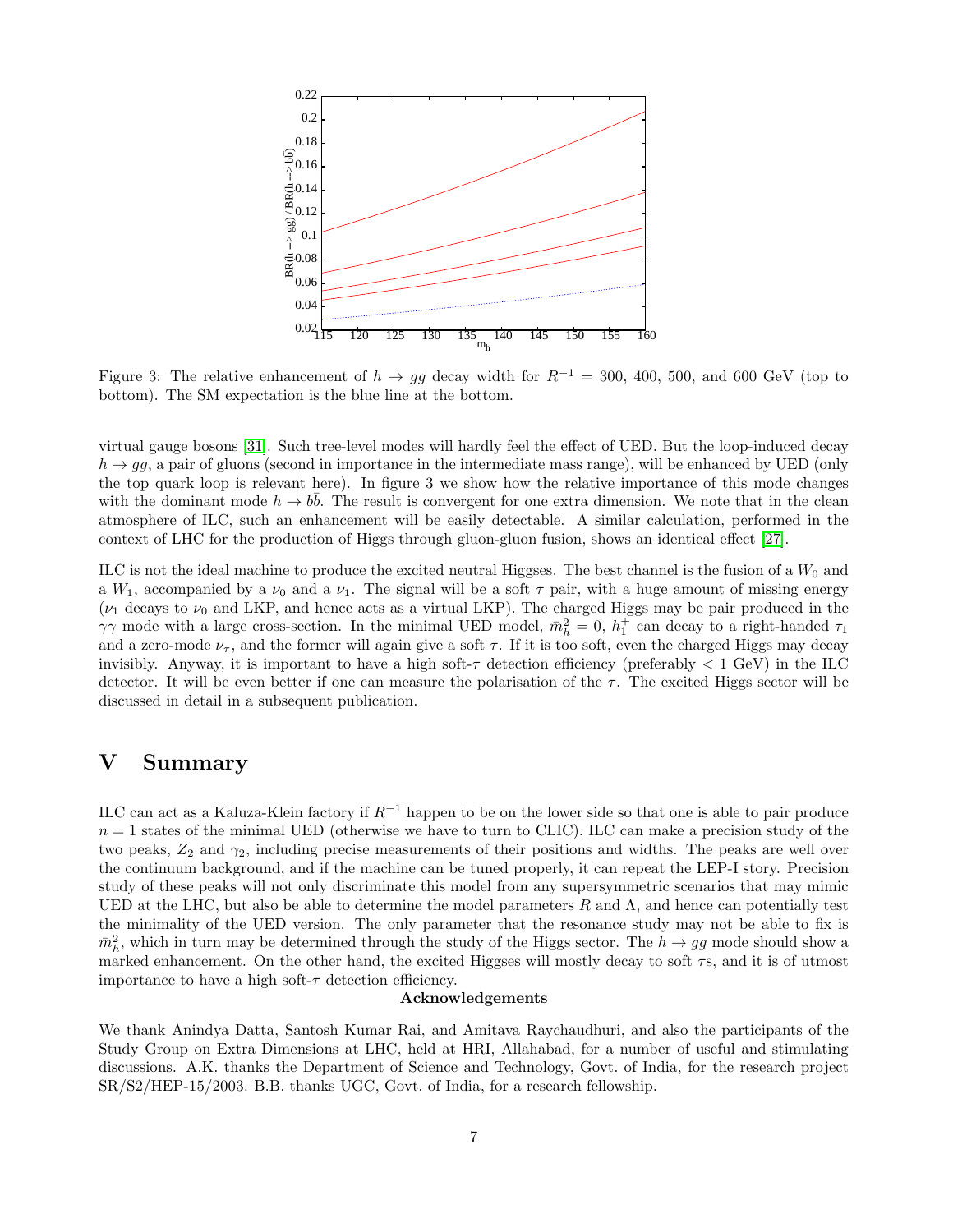Figure 3: The relative enhancement of $h \to gg$ decay width for $R^{-1} = 300$, 400, 500, and 600 GeV (top to bottom). The SM expectation is the blue line at the bottom.

virtual gauge bosons [31]. Such tree-level modes will hardly feel the effect of UED. But the loop-induced decay $h \to gg$, a pair of gluons (second in importance in the intermediate mass range), will be enhanced by UED (only the top quark loop is relevant here). In figure 3 we show how the relative importance of this mode changes with the dominant mode $h \to b\bar{b}$. The result is convergent for one extra dimension. We note that in the clean atmosphere of ILC, such an enhancement will be easily detectable. A similar calculation, performed in the context of LHC for the production of Higgs through gluon-gluon fusion, shows an identical effect [27].

ILC is not the ideal machine to produce the excited neutral Higgses. The best channel is the fusion of a $W_0$ and a $W_1$, accompanied by a $\nu_0$ and a $\nu_1$. The signal will be a soft $\tau$ pair, with a huge amount of missing energy ($\nu_1$ decays to $\nu_0$ and LKP, and hence acts as a virtual LKP). The charged Higgs may be pair produced in the $\gamma\gamma$ mode with a large cross-section. In the minimal UED model, $\bar{m}_h^2 = 0$, $h_1^+$ can decay to a right-handed $\tau_1$ and a zero-mode $\nu_\tau$, and the former will again give a soft $\tau$. If it is too soft, even the charged Higgs may decay invisibly. Anyway, it is important to have a high soft-$\tau$ detection efficiency (preferably $< 1$ GeV) in the ILC detector. It will be even better if one can measure the polarisation of the $\tau$. The excited Higgs sector will be discussed in detail in a subsequent publication.

# V Summary

ILC can act as a Kaluza-Klein factory if $R^{-1}$ happen to be on the lower side so that one is able to pair produce $n = 1$ states of the minimal UED (otherwise we have to turn to CLIC). ILC can make a precision study of the two peaks, $Z_2$ and $\gamma_2$, including precise measurements of their positions and widths. The peaks are well over the continuum background, and if the machine can be tuned properly, it can repeat the LEP-I story. Precision study of these peaks will not only discriminate this model from any supersymmetric scenarios that may mimic UED at the LHC, but also be able to determine the model parameters $R$ and $\Lambda$, and hence can potentially test the minimality of the UED version. The only parameter that the resonance study may not be able to fix is $\bar{m}_h^2$, which in turn may be determined through the study of the Higgs sector. The $h \to gg$ mode should show a marked enhancement. On the other hand, the excited Higgses will mostly decay to soft $\tau$s, and it is of utmost importance to have a high soft-$\tau$ detection efficiency.

**Acknowledgements**

We thank Anindya Datta, Santosh Kumar Rai, and Amitava Raychaudhuri, and also the participants of the Study Group on Extra Dimensions at LHC, held at HRI, Allahabad, for a number of useful and stimulating discussions. A.K. thanks the Department of Science and Technology, Govt. of India, for the research project SR/S2/HEP-15/2003. B.B. thanks UGC, Govt. of India, for a research fellowship.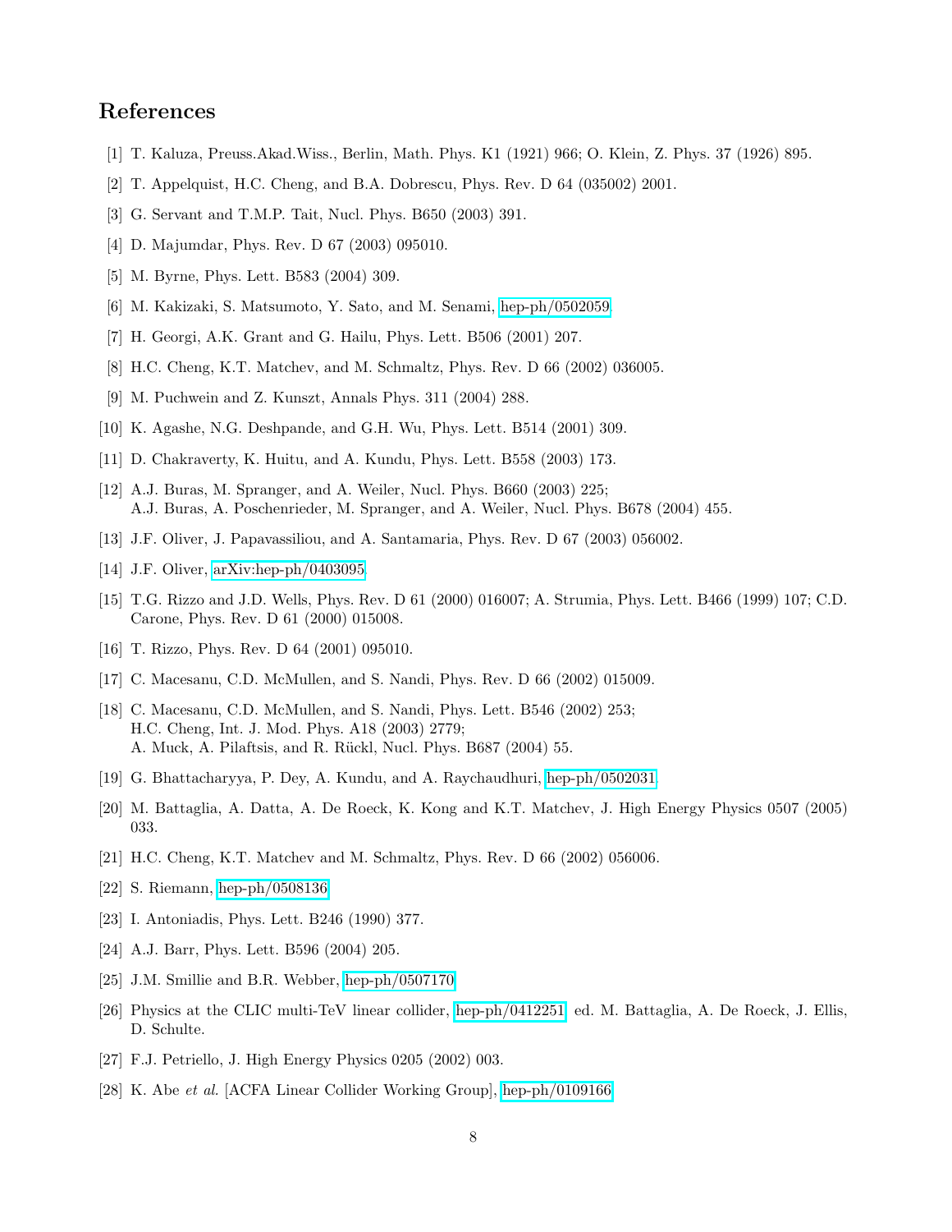## References

[1] T. Kaluza, Preuss.Akad.Wiss., Berlin, Math. Phys. K1 (1921) 966; O. Klein, Z. Phys. 37 (1926) 895.

[2] T. Appelquist, H.C. Cheng, and B.A. Dobrescu, Phys. Rev. D 64 (035002) 2001.

[3] G. Servant and T.M.P. Tait, Nucl. Phys. B650 (2003) 391.

[4] D. Majumdar, Phys. Rev. D 67 (2003) 095010.

[5] M. Byrne, Phys. Lett. B583 (2004) 309.

[6] M. Kakizaki, S. Matsumoto, Y. Sato, and M. Senami, hep-ph/0502059.

[7] H. Georgi, A.K. Grant and G. Hailu, Phys. Lett. B506 (2001) 207.

[8] H.C. Cheng, K.T. Matchev, and M. Schmaltz, Phys. Rev. D 66 (2002) 036005.

[9] M. Puchwein and Z. Kunszt, Annals Phys. 311 (2004) 288.

[10] K. Agashe, N.G. Deshpande, and G.H. Wu, Phys. Lett. B514 (2001) 309.

[11] D. Chakraverty, K. Huitu, and A. Kundu, Phys. Lett. B558 (2003) 173.

[12] A.J. Buras, M. Spranger, and A. Weiler, Nucl. Phys. B660 (2003) 225;
A.J. Buras, A. Poschenrieder, M. Spranger, and A. Weiler, Nucl. Phys. B678 (2004) 455.

[13] J.F. Oliver, J. Papavassiliou, and A. Santamaria, Phys. Rev. D 67 (2003) 056002.

[14] J.F. Oliver, arXiv:hep-ph/0403095.

[15] T.G. Rizzo and J.D. Wells, Phys. Rev. D 61 (2000) 016007; A. Strumia, Phys. Lett. B466 (1999) 107; C.D. Carone, Phys. Rev. D 61 (2000) 015008.

[16] T. Rizzo, Phys. Rev. D 64 (2001) 095010.

[17] C. Macesanu, C.D. McMullen, and S. Nandi, Phys. Rev. D 66 (2002) 015009.

[18] C. Macesanu, C.D. McMullen, and S. Nandi, Phys. Lett. B546 (2002) 253;
H.C. Cheng, Int. J. Mod. Phys. A18 (2003) 2779;
A. Muck, A. Pilaftsis, and R. Rückl, Nucl. Phys. B687 (2004) 55.

[19] G. Bhattacharyya, P. Dey, A. Kundu, and A. Raychaudhuri, hep-ph/0502031.

[20] M. Battaglia, A. Datta, A. De Roeck, K. Kong and K.T. Matchev, J. High Energy Physics 0507 (2005) 033.

[21] H.C. Cheng, K.T. Matchev and M. Schmaltz, Phys. Rev. D 66 (2002) 056006.

[22] S. Riemann, hep-ph/0508136.

[23] I. Antoniadis, Phys. Lett. B246 (1990) 377.

[24] A.J. Barr, Phys. Lett. B596 (2004) 205.

[25] J.M. Smillie and B.R. Webber, hep-ph/0507170.

[26] Physics at the CLIC multi-TeV linear collider, hep-ph/0412251, ed. M. Battaglia, A. De Roeck, J. Ellis, D. Schulte.

[27] F.J. Petriello, J. High Energy Physics 0205 (2002) 003.

[28] K. Abe *et al.* [ACFA Linear Collider Working Group], hep-ph/0109166.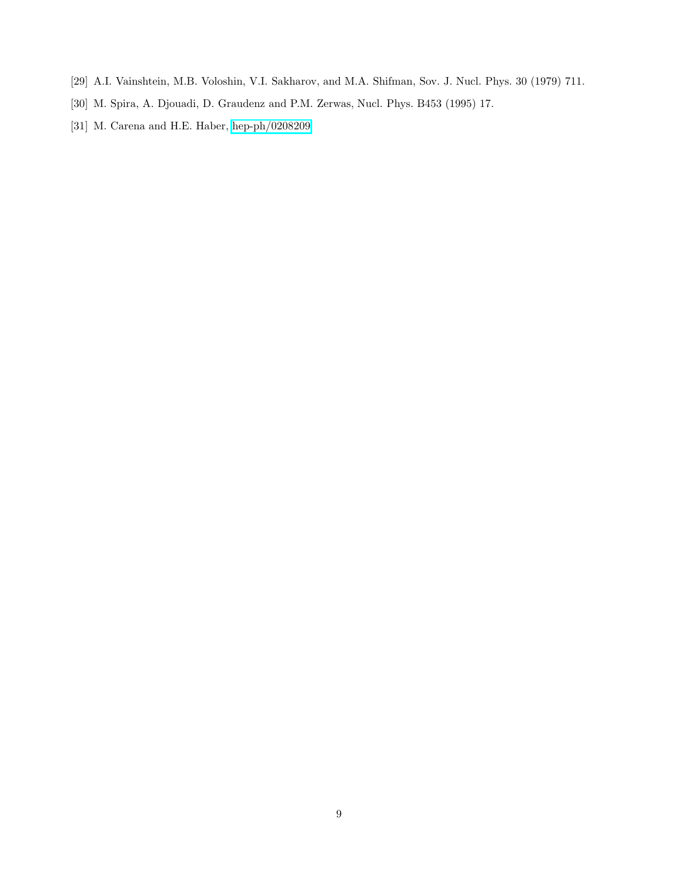[29] A.I. Vainshtein, M.B. Voloshin, V.I. Sakharov, and M.A. Shifman, Sov. J. Nucl. Phys. 30 (1979) 711.

[30] M. Spira, A. Djouadi, D. Graudenz and P.M. Zerwas, Nucl. Phys. B453 (1995) 17.

[31] M. Carena and H.E. Haber, hep-ph/0208209